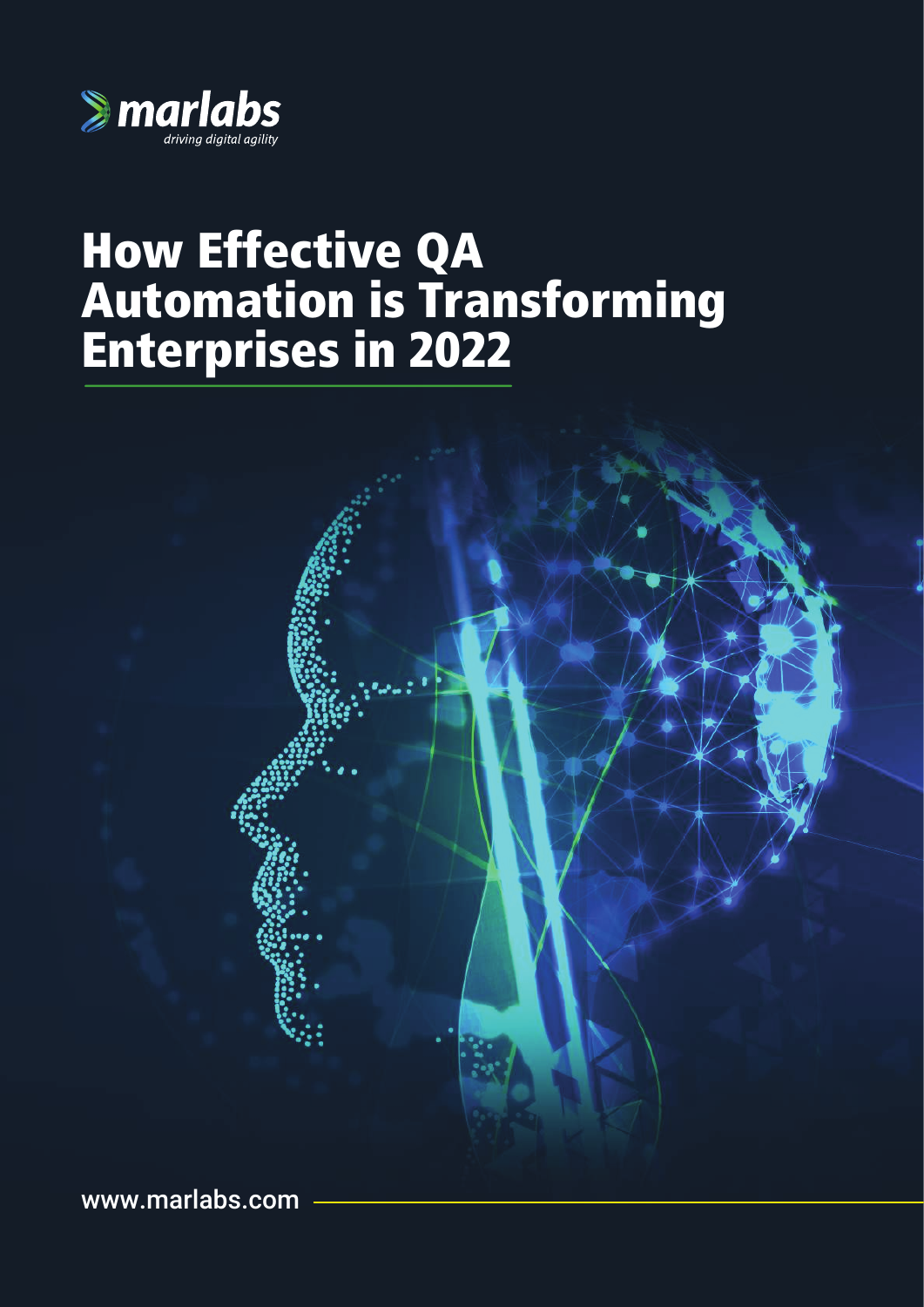marlabs

driving digital agility

# How Effective QA Automation is Transforming Enterprises in 2022

www.marlabs.com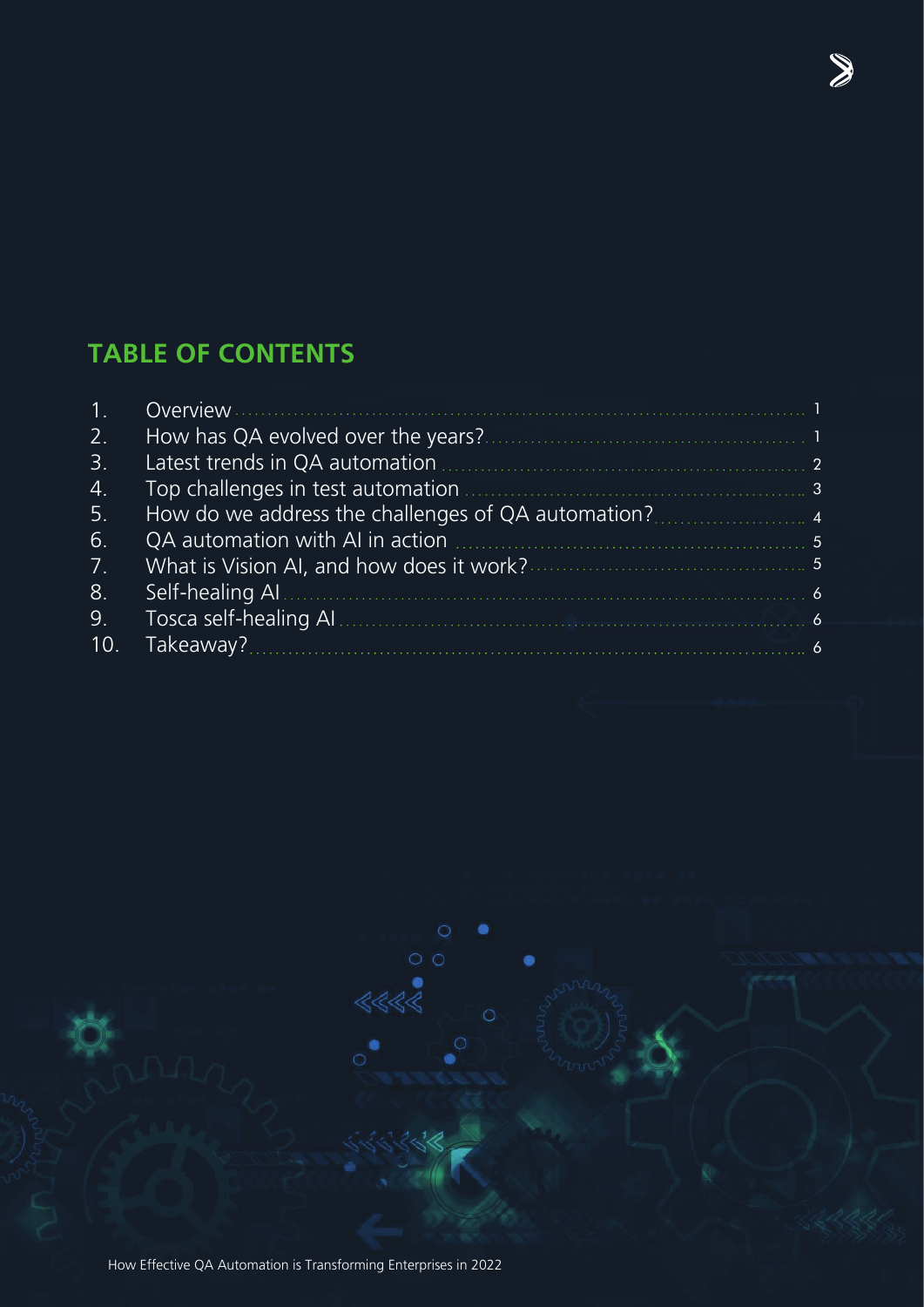## TABLE OF CONTENTS

1. Overview ........ 1
2. How has QA evolved over the years? ........ 1
3. Latest trends in QA automation ........ 2
4. Top challenges in test automation ........ 3
5. How do we address the challenges of QA automation? ........ 4
6. QA automation with AI in action ........ 5
7. What is Vision AI, and how does it work? ........ 5
8. Self-healing AI ........ 6
9. Tosca self-healing AI ........ 6
10. Takeaway? ........ 6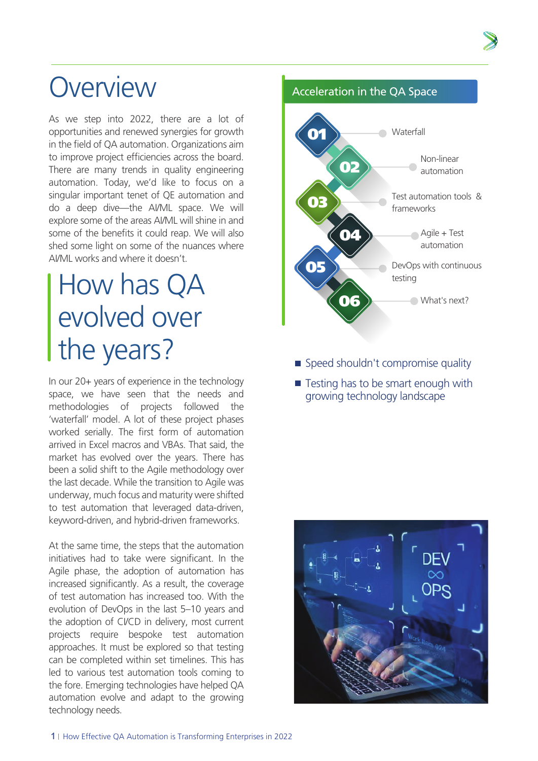# Overview

As we step into 2022, there are a lot of opportunities and renewed synergies for growth in the field of QA automation. Organizations aim to improve project efficiencies across the board. There are many trends in quality engineering automation. Today, we'd like to focus on a singular important tenet of QE automation and do a deep dive—the AI/ML space. We will explore some of the areas AI/ML will shine in and some of the benefits it could reap. We will also shed some light on some of the nuances where AI/ML works and where it doesn't.

# How has QA evolved over the years?

In our 20+ years of experience in the technology space, we have seen that the needs and methodologies of projects followed the 'waterfall' model. A lot of these project phases worked serially. The first form of automation arrived in Excel macros and VBAs. That said, the market has evolved over the years. There has been a solid shift to the Agile methodology over the last decade. While the transition to Agile was underway, much focus and maturity were shifted to test automation that leveraged data-driven, keyword-driven, and hybrid-driven frameworks.

At the same time, the steps that the automation initiatives had to take were significant. In the Agile phase, the adoption of automation has increased significantly. As a result, the coverage of test automation has increased too. With the evolution of DevOps in the last 5–10 years and the adoption of CI/CD in delivery, most current projects require bespoke test automation approaches. It must be explored so that testing can be completed within set timelines. This has led to various test automation tools coming to the fore. Emerging technologies have helped QA automation evolve and adapt to the growing technology needs.

## Acceleration in the QA Space

01 Waterfall

02 Non-linear automation

03 Test automation tools & frameworks

04 Agile + Test automation

05 DevOps with continuous testing

06 What's next?

- Speed shouldn't compromise quality
- Testing has to be smart enough with growing technology landscape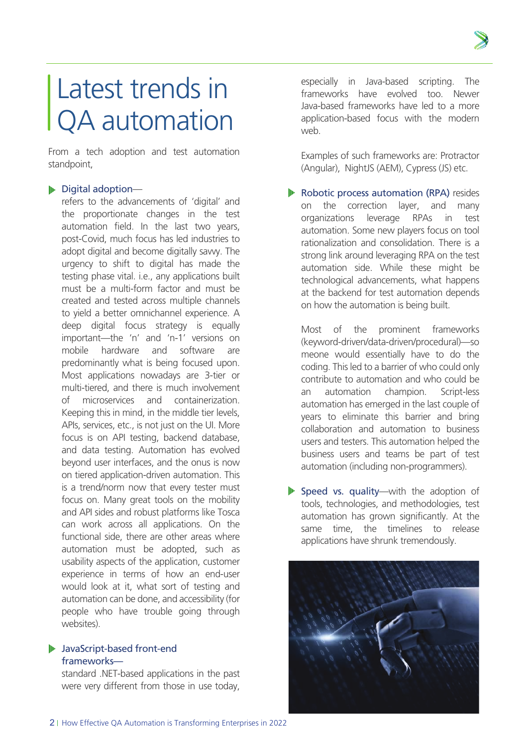# Latest trends in QA automation

From a tech adoption and test automation standpoint,

- **Digital adoption**—
refers to the advancements of 'digital' and the proportionate changes in the test automation field. In the last two years, post-Covid, much focus has led industries to adopt digital and become digitally savvy. The urgency to shift to digital has made the testing phase vital. i.e., any applications built must be a multi-form factor and must be created and tested across multiple channels to yield a better omnichannel experience. A deep digital focus strategy is equally important—the 'n' and 'n-1' versions on mobile hardware and software are predominantly what is being focused upon. Most applications nowadays are 3-tier or multi-tiered, and there is much involvement of microservices and containerization. Keeping this in mind, in the middle tier levels, APIs, services, etc., is not just on the UI. More focus is on API testing, backend database, and data testing. Automation has evolved beyond user interfaces, and the onus is now on tiered application-driven automation. This is a trend/norm now that every tester must focus on. Many great tools on the mobility and API sides and robust platforms like Tosca can work across all applications. On the functional side, there are other areas where automation must be adopted, such as usability aspects of the application, customer experience in terms of how an end-user would look at it, what sort of testing and automation can be done, and accessibility (for people who have trouble going through websites).

- **JavaScript-based front-end frameworks**—
standard .NET-based applications in the past were very different from those in use today, especially in Java-based scripting. The frameworks have evolved too. Newer Java-based frameworks have led to a more application-based focus with the modern web.

  Examples of such frameworks are: Protractor (Angular), NightJS (AEM), Cypress (JS) etc.

- **Robotic process automation (RPA)** resides on the correction layer, and many organizations leverage RPAs in test automation. Some new players focus on tool rationalization and consolidation. There is a strong link around leveraging RPA on the test automation side. While these might be technological advancements, what happens at the backend for test automation depends on how the automation is being built.

  Most of the prominent frameworks (keyword-driven/data-driven/procedural)—someone would essentially have to do the coding. This led to a barrier of who could only contribute to automation and who could be an automation champion. Script-less automation has emerged in the last couple of years to eliminate this barrier and bring collaboration and automation to business users and testers. This automation helped the business users and teams be part of test automation (including non-programmers).

- **Speed vs. quality**—with the adoption of tools, technologies, and methodologies, test automation has grown significantly. At the same time, the timelines to release applications have shrunk tremendously.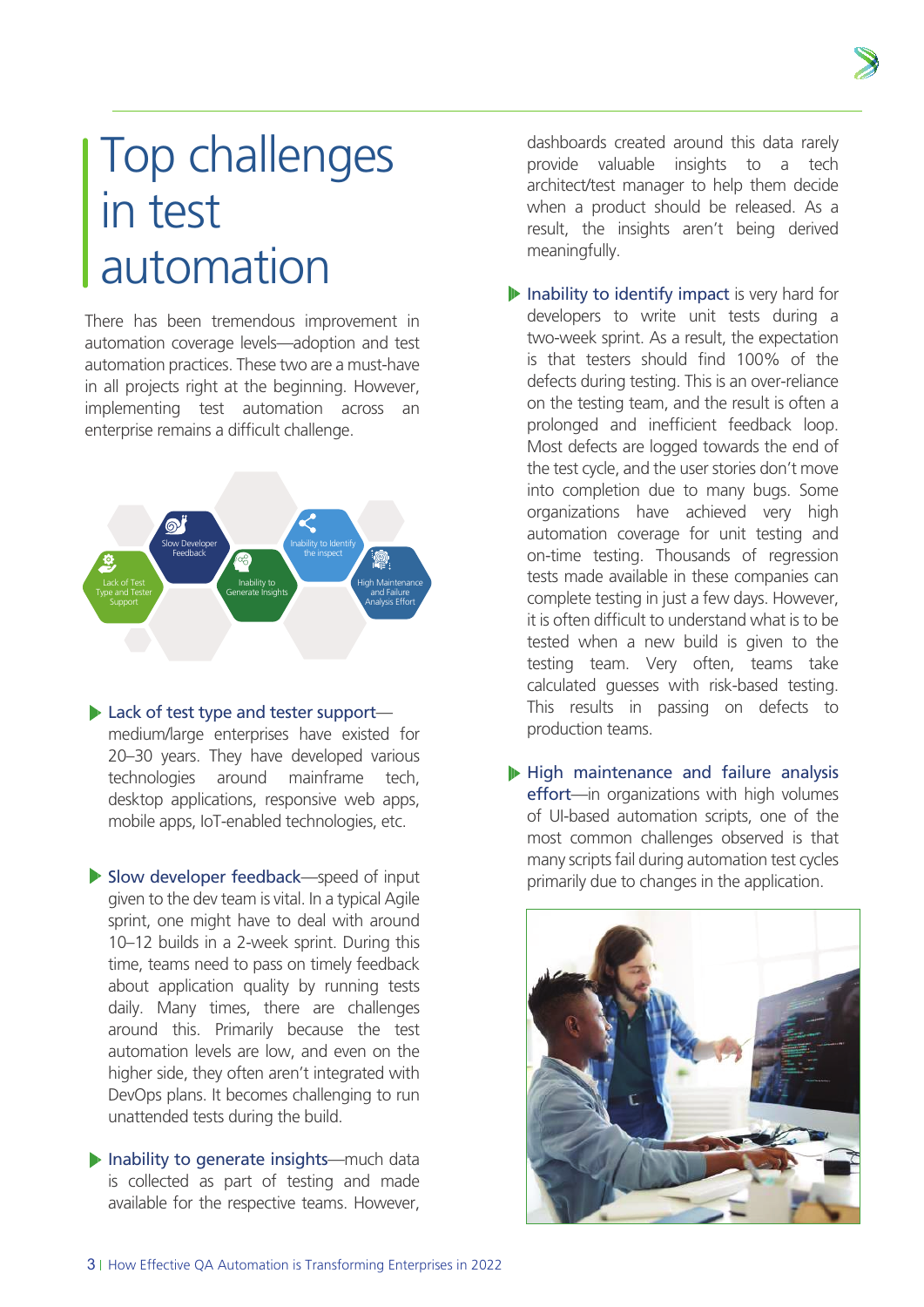# Top challenges in test automation

There has been tremendous improvement in automation coverage levels—adoption and test automation practices. These two are a must-have in all projects right at the beginning. However, implementing test automation across an enterprise remains a difficult challenge.

Slow Developer Feedback

Inability to Identify the inspect

Lack of Test Type and Tester Support

Inability to Generate Insights

High Maintenance and Failure Analysis Effort

- **Lack of test type and tester support**—medium/large enterprises have existed for 20–30 years. They have developed various technologies around mainframe tech, desktop applications, responsive web apps, mobile apps, IoT-enabled technologies, etc.

- **Slow developer feedback**—speed of input given to the dev team is vital. In a typical Agile sprint, one might have to deal with around 10–12 builds in a 2-week sprint. During this time, teams need to pass on timely feedback about application quality by running tests daily. Many times, there are challenges around this. Primarily because the test automation levels are low, and even on the higher side, they often aren't integrated with DevOps plans. It becomes challenging to run unattended tests during the build.

- **Inability to generate insights**—much data is collected as part of testing and made available for the respective teams. However, dashboards created around this data rarely provide valuable insights to a tech architect/test manager to help them decide when a product should be released. As a result, the insights aren't being derived meaningfully.

- **Inability to identify impact** is very hard for developers to write unit tests during a two-week sprint. As a result, the expectation is that testers should find 100% of the defects during testing. This is an over-reliance on the testing team, and the result is often a prolonged and inefficient feedback loop. Most defects are logged towards the end of the test cycle, and the user stories don't move into completion due to many bugs. Some organizations have achieved very high automation coverage for unit testing and on-time testing. Thousands of regression tests made available in these companies can complete testing in just a few days. However, it is often difficult to understand what is to be tested when a new build is given to the testing team. Very often, teams take calculated guesses with risk-based testing. This results in passing on defects to production teams.

- **High maintenance and failure analysis effort**—in organizations with high volumes of UI-based automation scripts, one of the most common challenges observed is that many scripts fail during automation test cycles primarily due to changes in the application.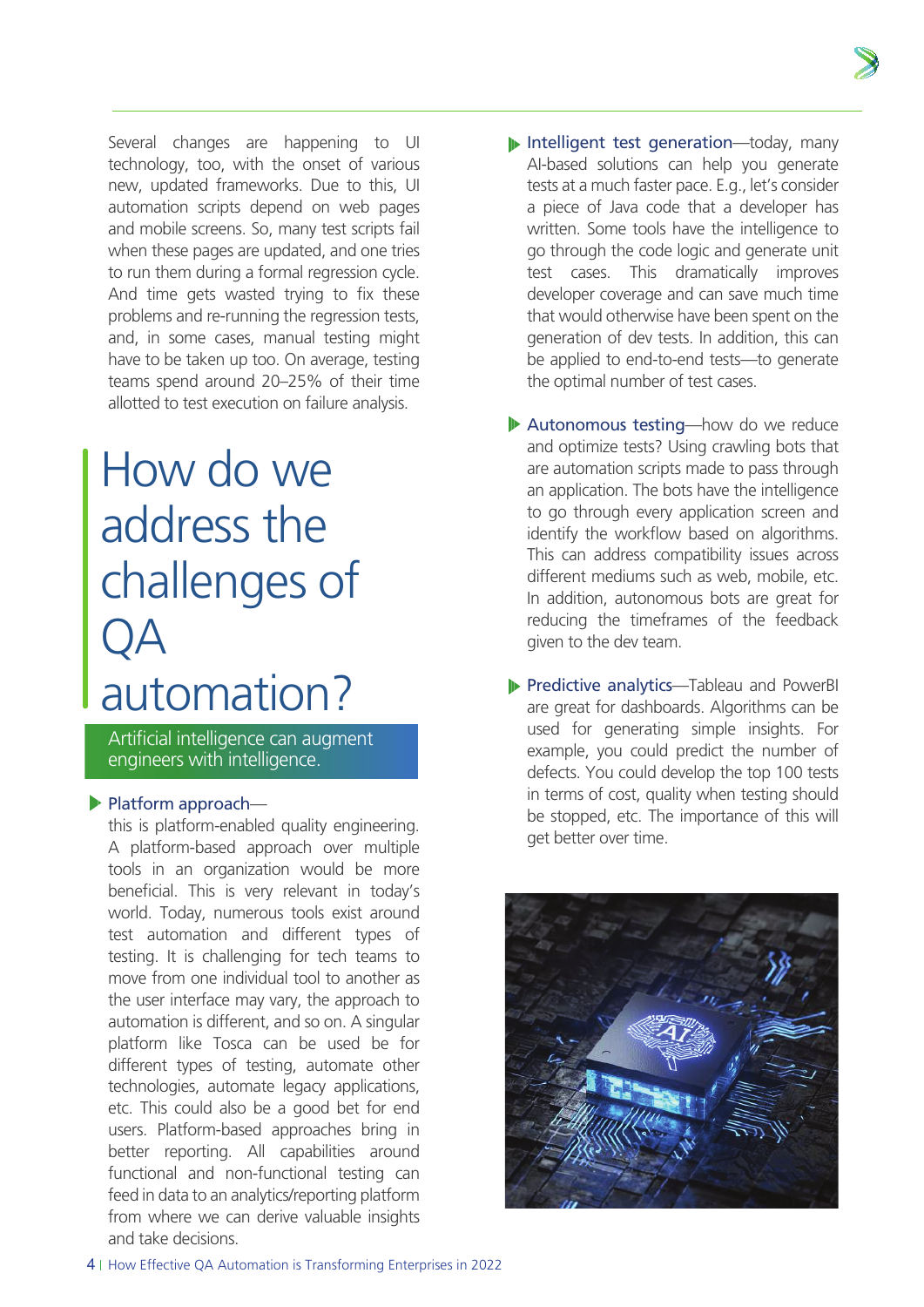Several changes are happening to UI technology, too, with the onset of various new, updated frameworks. Due to this, UI automation scripts depend on web pages and mobile screens. So, many test scripts fail when these pages are updated, and one tries to run them during a formal regression cycle. And time gets wasted trying to fix these problems and re-running the regression tests, and, in some cases, manual testing might have to be taken up too. On average, testing teams spend around 20–25% of their time allotted to test execution on failure analysis.

# How do we address the challenges of QA automation?

Artificial intelligence can augment engineers with intelligence.

- **Platform approach**—
  this is platform-enabled quality engineering. A platform-based approach over multiple tools in an organization would be more beneficial. This is very relevant in today's world. Today, numerous tools exist around test automation and different types of testing. It is challenging for tech teams to move from one individual tool to another as the user interface may vary, the approach to automation is different, and so on. A singular platform like Tosca can be used be for different types of testing, automate other technologies, automate legacy applications, etc. This could also be a good bet for end users. Platform-based approaches bring in better reporting. All capabilities around functional and non-functional testing can feed in data to an analytics/reporting platform from where we can derive valuable insights and take decisions.

- **Intelligent test generation**—today, many AI-based solutions can help you generate tests at a much faster pace. E.g., let's consider a piece of Java code that a developer has written. Some tools have the intelligence to go through the code logic and generate unit test cases. This dramatically improves developer coverage and can save much time that would otherwise have been spent on the generation of dev tests. In addition, this can be applied to end-to-end tests—to generate the optimal number of test cases.

- **Autonomous testing**—how do we reduce and optimize tests? Using crawling bots that are automation scripts made to pass through an application. The bots have the intelligence to go through every application screen and identify the workflow based on algorithms. This can address compatibility issues across different mediums such as web, mobile, etc. In addition, autonomous bots are great for reducing the timeframes of the feedback given to the dev team.

- **Predictive analytics**—Tableau and PowerBI are great for dashboards. Algorithms can be used for generating simple insights. For example, you could predict the number of defects. You could develop the top 100 tests in terms of cost, quality when testing should be stopped, etc. The importance of this will get better over time.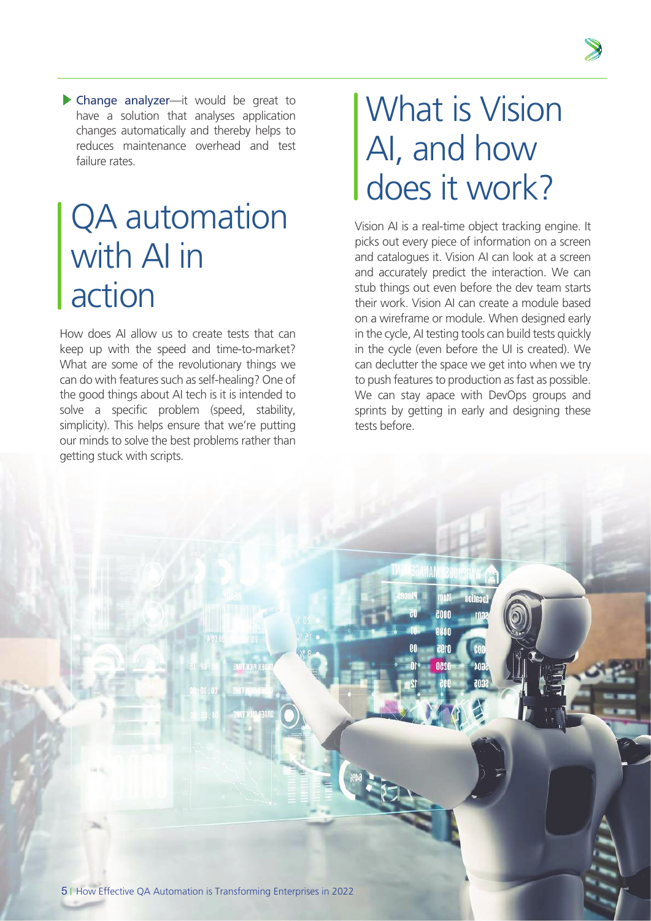- **Change analyzer**—it would be great to have a solution that analyses application changes automatically and thereby helps to reduces maintenance overhead and test failure rates.

# QA automation with AI in action

How does AI allow us to create tests that can keep up with the speed and time-to-market? What are some of the revolutionary things we can do with features such as self-healing? One of the good things about AI tech is it is intended to solve a specific problem (speed, stability, simplicity). This helps ensure that we're putting our minds to solve the best problems rather than getting stuck with scripts.

# What is Vision AI, and how does it work?

Vision AI is a real-time object tracking engine. It picks out every piece of information on a screen and catalogues it. Vision AI can look at a screen and accurately predict the interaction. We can stub things out even before the dev team starts their work. Vision AI can create a module based on a wireframe or module. When designed early in the cycle, AI testing tools can build tests quickly in the cycle (even before the UI is created). We can declutter the space we get into when we try to push features to production as fast as possible. We can stay apace with DevOps groups and sprints by getting in early and designing these tests before.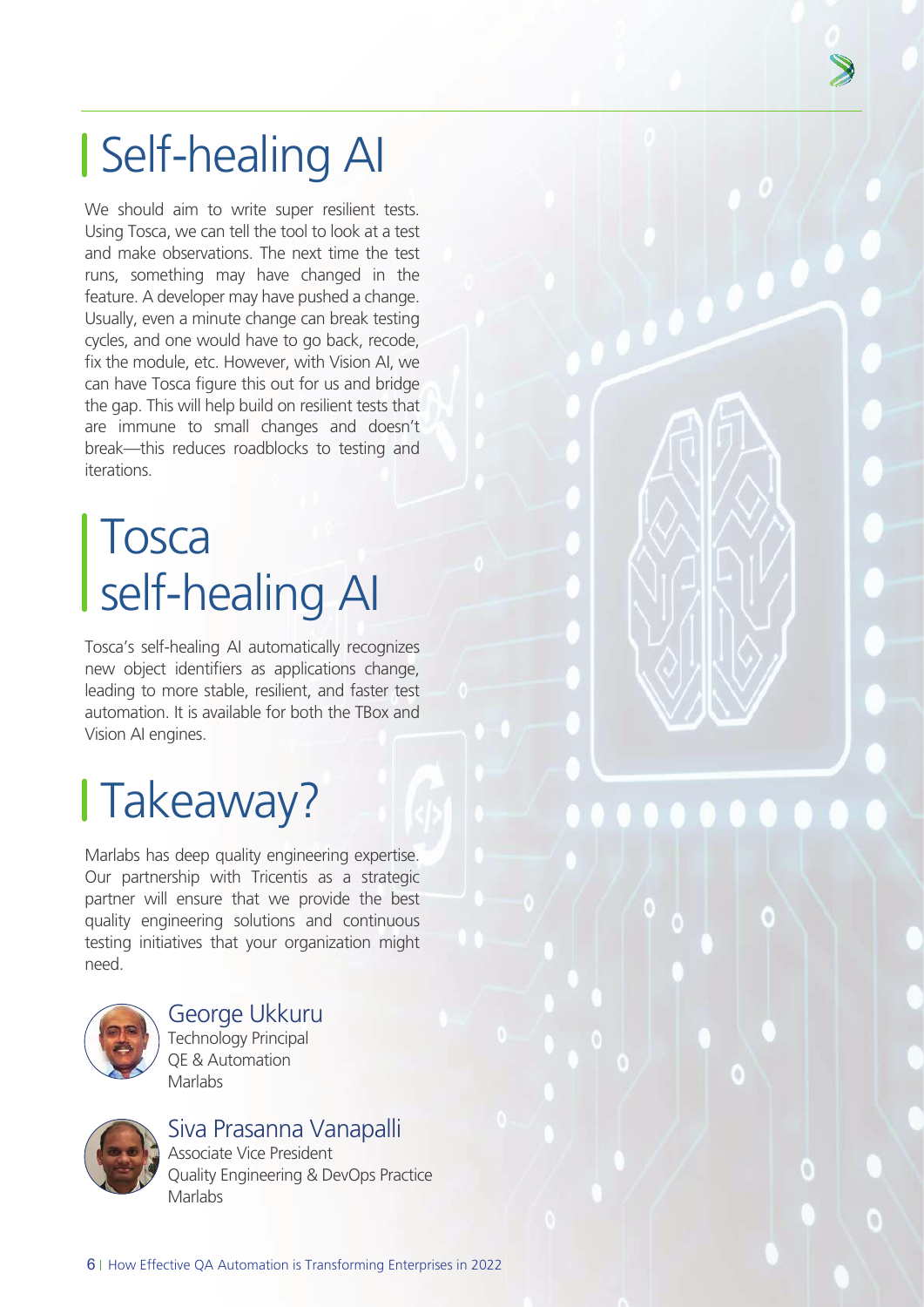# Self-healing AI

We should aim to write super resilient tests. Using Tosca, we can tell the tool to look at a test and make observations. The next time the test runs, something may have changed in the feature. A developer may have pushed a change. Usually, even a minute change can break testing cycles, and one would have to go back, recode, fix the module, etc. However, with Vision AI, we can have Tosca figure this out for us and bridge the gap. This will help build on resilient tests that are immune to small changes and doesn't break—this reduces roadblocks to testing and iterations.

# Tosca self-healing AI

Tosca's self-healing AI automatically recognizes new object identifiers as applications change, leading to more stable, resilient, and faster test automation. It is available for both the TBox and Vision AI engines.

# Takeaway?

Marlabs has deep quality engineering expertise. Our partnership with Tricentis as a strategic partner will ensure that we provide the best quality engineering solutions and continuous testing initiatives that your organization might need.

**George Ukkuru**
Technology Principal
QE & Automation
Marlabs

**Siva Prasanna Vanapalli**
Associate Vice President
Quality Engineering & DevOps Practice
Marlabs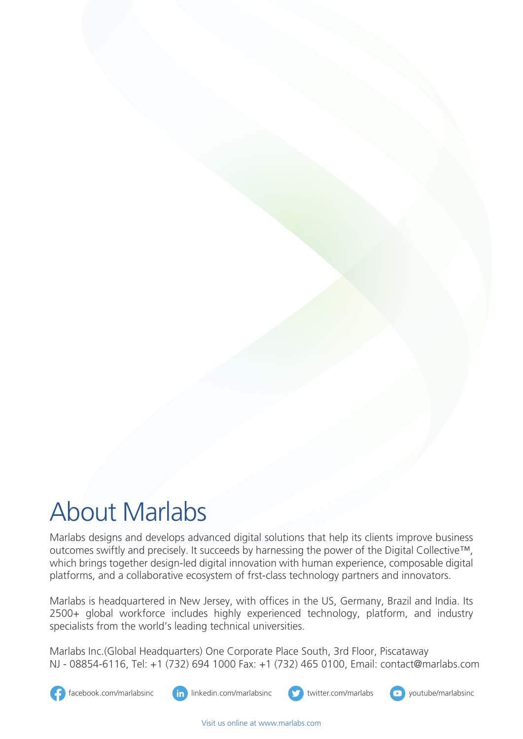# About Marlabs

Marlabs designs and develops advanced digital solutions that help its clients improve business outcomes swiftly and precisely. It succeeds by harnessing the power of the Digital Collective™, which brings together design-led digital innovation with human experience, composable digital platforms, and a collaborative ecosystem of frst-class technology partners and innovators.

Marlabs is headquartered in New Jersey, with offices in the US, Germany, Brazil and India. Its 2500+ global workforce includes highly experienced technology, platform, and industry specialists from the world's leading technical universities.

Marlabs Inc.(Global Headquarters) One Corporate Place South, 3rd Floor, Piscataway NJ - 08854-6116, Tel: +1 (732) 694 1000 Fax: +1 (732) 465 0100, Email: contact@marlabs.com

facebook.com/marlabsinc linkedin.com/marlabsinc twitter.com/marlabs youtube/marlabsinc

Visit us online at www.marlabs.com